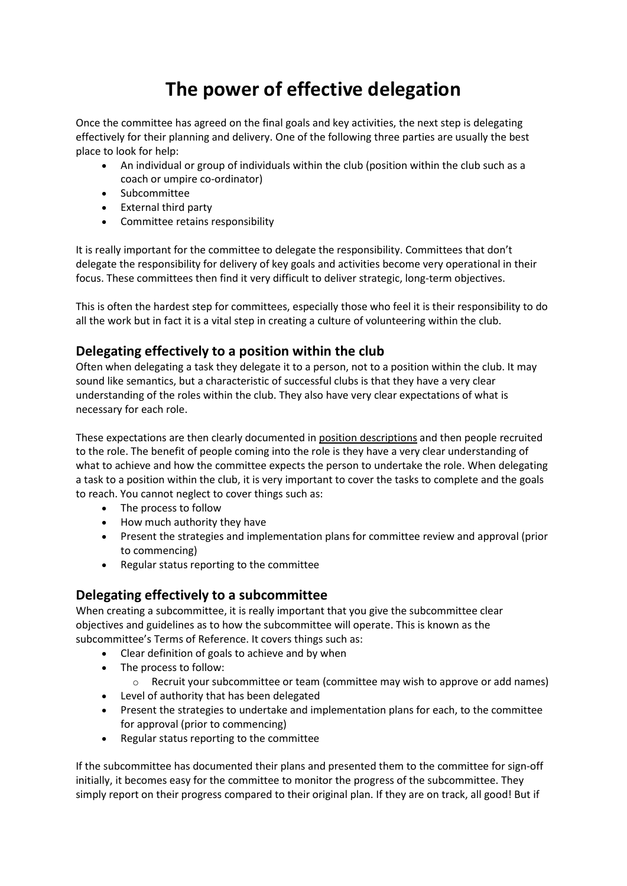# The power of effective delegation

Once the committee has agreed on the final goals and key activities, the next step is delegating effectively for their planning and delivery. One of the following three parties are usually the best place to look for help:

- An individual or group of individuals within the club (position within the club such as a coach or umpire co-ordinator)
- Subcommittee
- External third party
- Committee retains responsibility

It is really important for the committee to delegate the responsibility. Committees that don't delegate the responsibility for delivery of key goals and activities become very operational in their focus. These committees then find it very difficult to deliver strategic, long-term objectives.

This is often the hardest step for committees, especially those who feel it is their responsibility to do all the work but in fact it is a vital step in creating a culture of volunteering within the club.

## Delegating effectively to a position within the club

Often when delegating a task they delegate it to a person, not to a position within the club. It may sound like semantics, but a characteristic of successful clubs is that they have a very clear understanding of the roles within the club. They also have very clear expectations of what is necessary for each role.

These expectations are then clearly documented in position descriptions and then people recruited to the role. The benefit of people coming into the role is they have a very clear understanding of what to achieve and how the committee expects the person to undertake the role. When delegating a task to a position within the club, it is very important to cover the tasks to complete and the goals to reach. You cannot neglect to cover things such as:

- The process to follow
- How much authority they have
- Present the strategies and implementation plans for committee review and approval (prior to commencing)
- Regular status reporting to the committee

## Delegating effectively to a subcommittee

When creating a subcommittee, it is really important that you give the subcommittee clear objectives and guidelines as to how the subcommittee will operate. This is known as the subcommittee's Terms of Reference. It covers things such as:

- Clear definition of goals to achieve and by when
- The process to follow:
  - Recruit your subcommittee or team (committee may wish to approve or add names)
- Level of authority that has been delegated
- Present the strategies to undertake and implementation plans for each, to the committee for approval (prior to commencing)
- Regular status reporting to the committee

If the subcommittee has documented their plans and presented them to the committee for sign-off initially, it becomes easy for the committee to monitor the progress of the subcommittee. They simply report on their progress compared to their original plan. If they are on track, all good! But if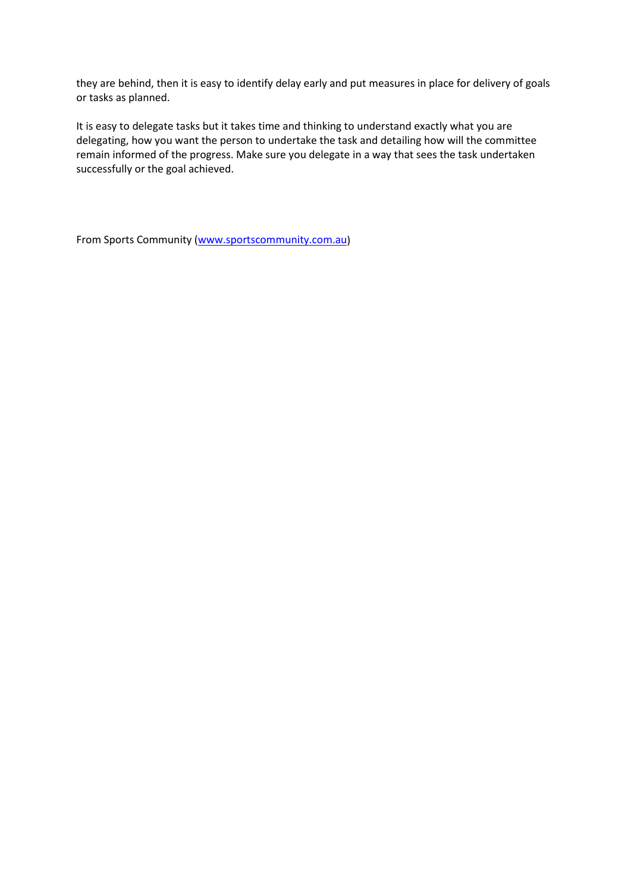they are behind, then it is easy to identify delay early and put measures in place for delivery of goals or tasks as planned.

It is easy to delegate tasks but it takes time and thinking to understand exactly what you are delegating, how you want the person to undertake the task and detailing how will the committee remain informed of the progress. Make sure you delegate in a way that sees the task undertaken successfully or the goal achieved.

From Sports Community ([www.sportscommunity.com.au](http://www.sportscommunity.com.au))